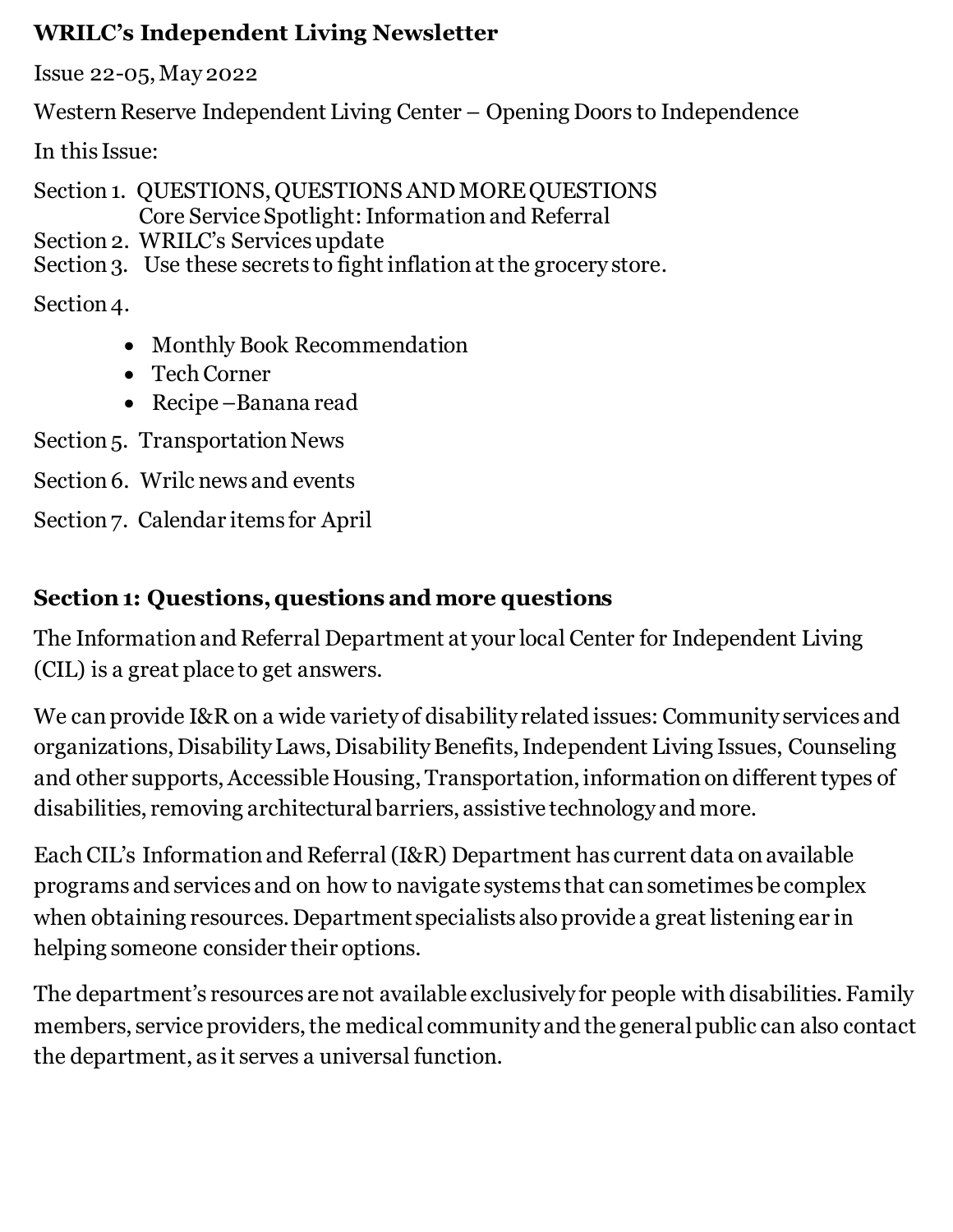**WRILC's Independent Living Newsletter**

Issue 22-05, May 2022

Western Reserve Independent Living Center – Opening Doors to Independence

In this Issue:

Section 1. QUESTIONS, QUESTIONS AND MORE QUESTIONS
Core Service Spotlight: Information and Referral
Section 2. WRILC's Services update
Section 3. Use these secrets to fight inflation at the grocery store.

Section 4.

- Monthly Book Recommendation
- Tech Corner
- Recipe –Banana read

Section 5. Transportation News

Section 6. Wrilc news and events

Section 7. Calendar items for April

## Section 1: Questions, questions and more questions

The Information and Referral Department at your local Center for Independent Living (CIL) is a great place to get answers.

We can provide I&R on a wide variety of disability related issues: Community services and organizations, Disability Laws, Disability Benefits, Independent Living Issues, Counseling and other supports, Accessible Housing, Transportation, information on different types of disabilities, removing architectural barriers, assistive technology and more.

Each CIL's Information and Referral (I&R) Department has current data on available programs and services and on how to navigate systems that can sometimes be complex when obtaining resources. Department specialists also provide a great listening ear in helping someone consider their options.

The department's resources are not available exclusively for people with disabilities. Family members, service providers, the medical community and the general public can also contact the department, as it serves a universal function.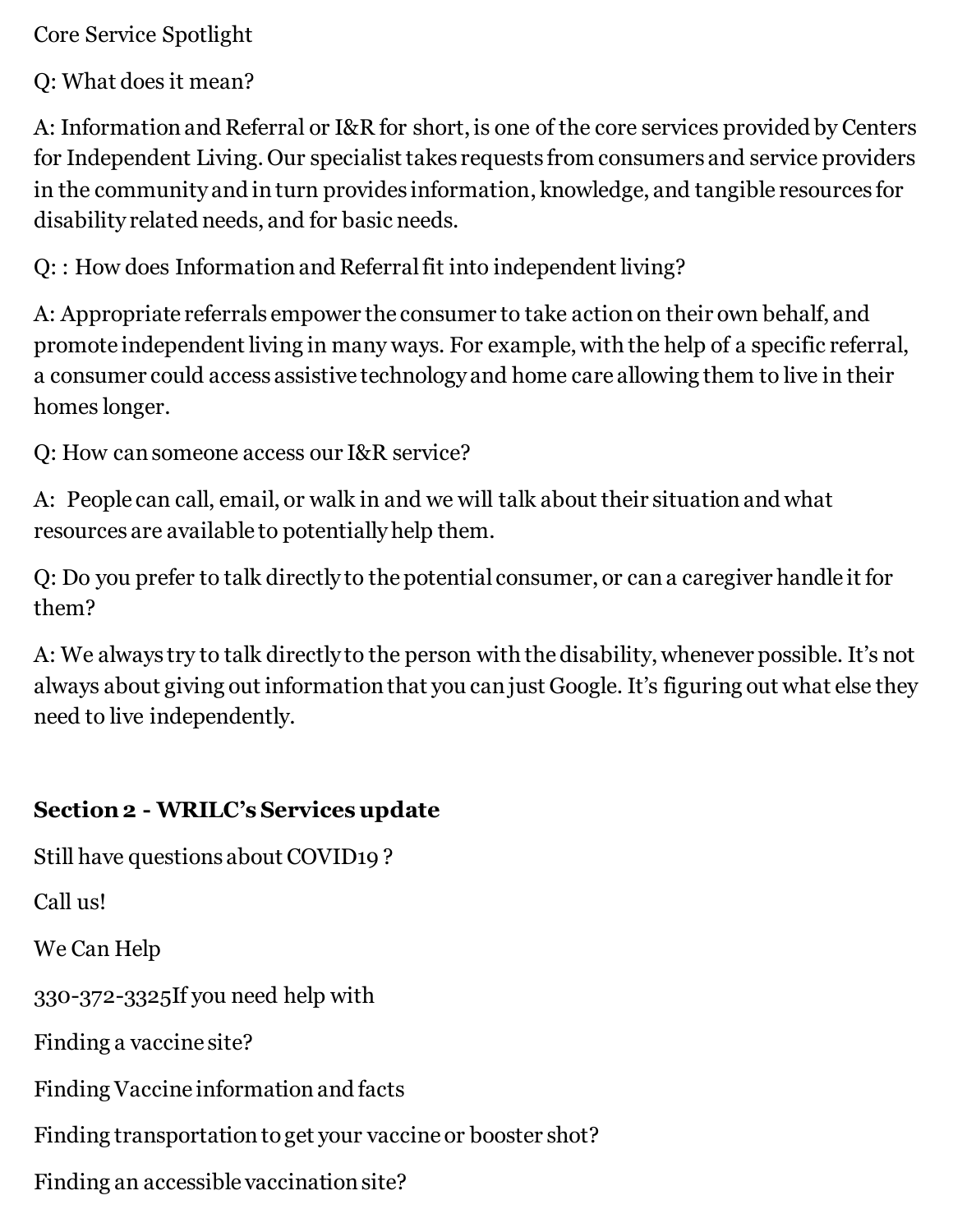Core Service Spotlight

Q: What does it mean?

A: Information and Referral or I&R for short, is one of the core services provided by Centers for Independent Living. Our specialist takes requests from consumers and service providers in the community and in turn provides information, knowledge, and tangible resources for disability related needs, and for basic needs.

Q: : How does Information and Referral fit into independent living?

A: Appropriate referrals empower the consumer to take action on their own behalf, and promote independent living in many ways. For example, with the help of a specific referral, a consumer could access assistive technology and home care allowing them to live in their homes longer.

Q: How can someone access our I&R service?

A: People can call, email, or walk in and we will talk about their situation and what resources are available to potentially help them.

Q: Do you prefer to talk directly to the potential consumer, or can a caregiver handle it for them?

A: We always try to talk directly to the person with the disability, whenever possible. It's not always about giving out information that you can just Google. It's figuring out what else they need to live independently.

## Section 2 - WRILC's Services update

Still have questions about COVID19 ?

Call us!

We Can Help

330-372-3325If you need help with

Finding a vaccine site?

Finding Vaccine information and facts

Finding transportation to get your vaccine or booster shot?

Finding an accessible vaccination site?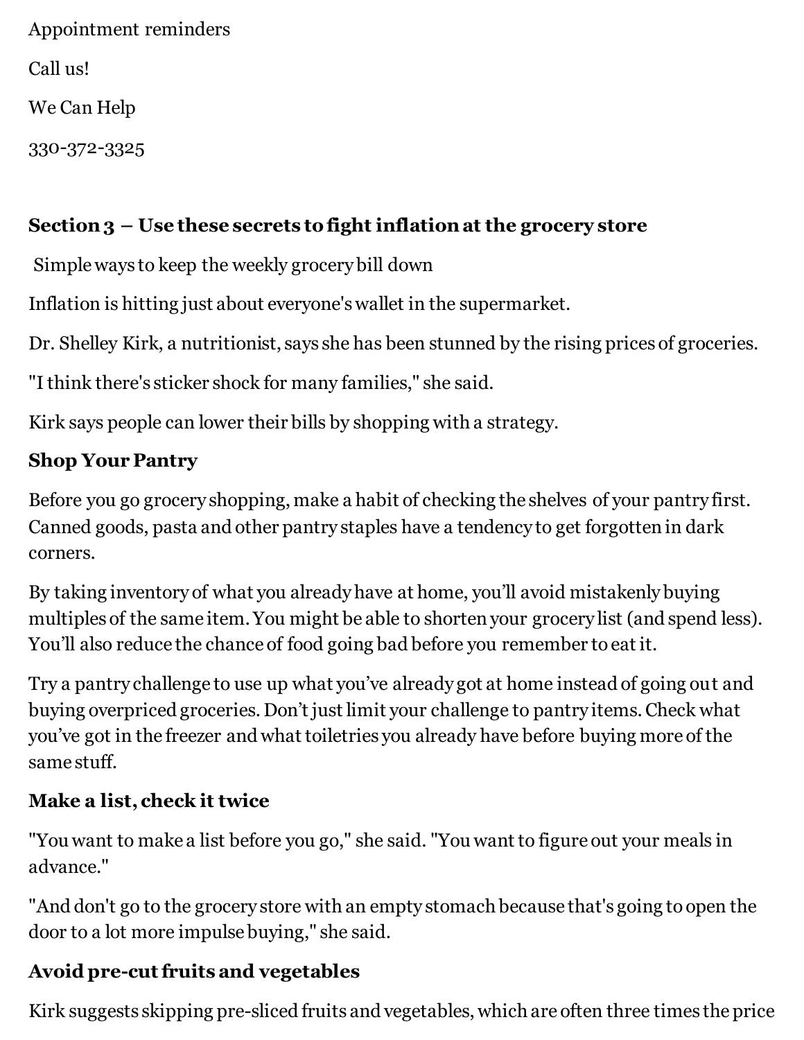Appointment reminders

Call us!

We Can Help

330-372-3325

## Section 3 – Use these secrets to fight inflation at the grocery store

Simple ways to keep the weekly grocery bill down

Inflation is hitting just about everyone's wallet in the supermarket.

Dr. Shelley Kirk, a nutritionist, says she has been stunned by the rising prices of groceries.

"I think there's sticker shock for many families," she said.

Kirk says people can lower their bills by shopping with a strategy.

### Shop Your Pantry

Before you go grocery shopping, make a habit of checking the shelves of your pantry first. Canned goods, pasta and other pantry staples have a tendency to get forgotten in dark corners.

By taking inventory of what you already have at home, you'll avoid mistakenly buying multiples of the same item. You might be able to shorten your grocery list (and spend less). You'll also reduce the chance of food going bad before you remember to eat it.

Try a pantry challenge to use up what you've already got at home instead of going out and buying overpriced groceries. Don't just limit your challenge to pantry items. Check what you've got in the freezer and what toiletries you already have before buying more of the same stuff.

### Make a list, check it twice

"You want to make a list before you go," she said. "You want to figure out your meals in advance."

"And don't go to the grocery store with an empty stomach because that's going to open the door to a lot more impulse buying," she said.

### Avoid pre-cut fruits and vegetables

Kirk suggests skipping pre-sliced fruits and vegetables, which are often three times the price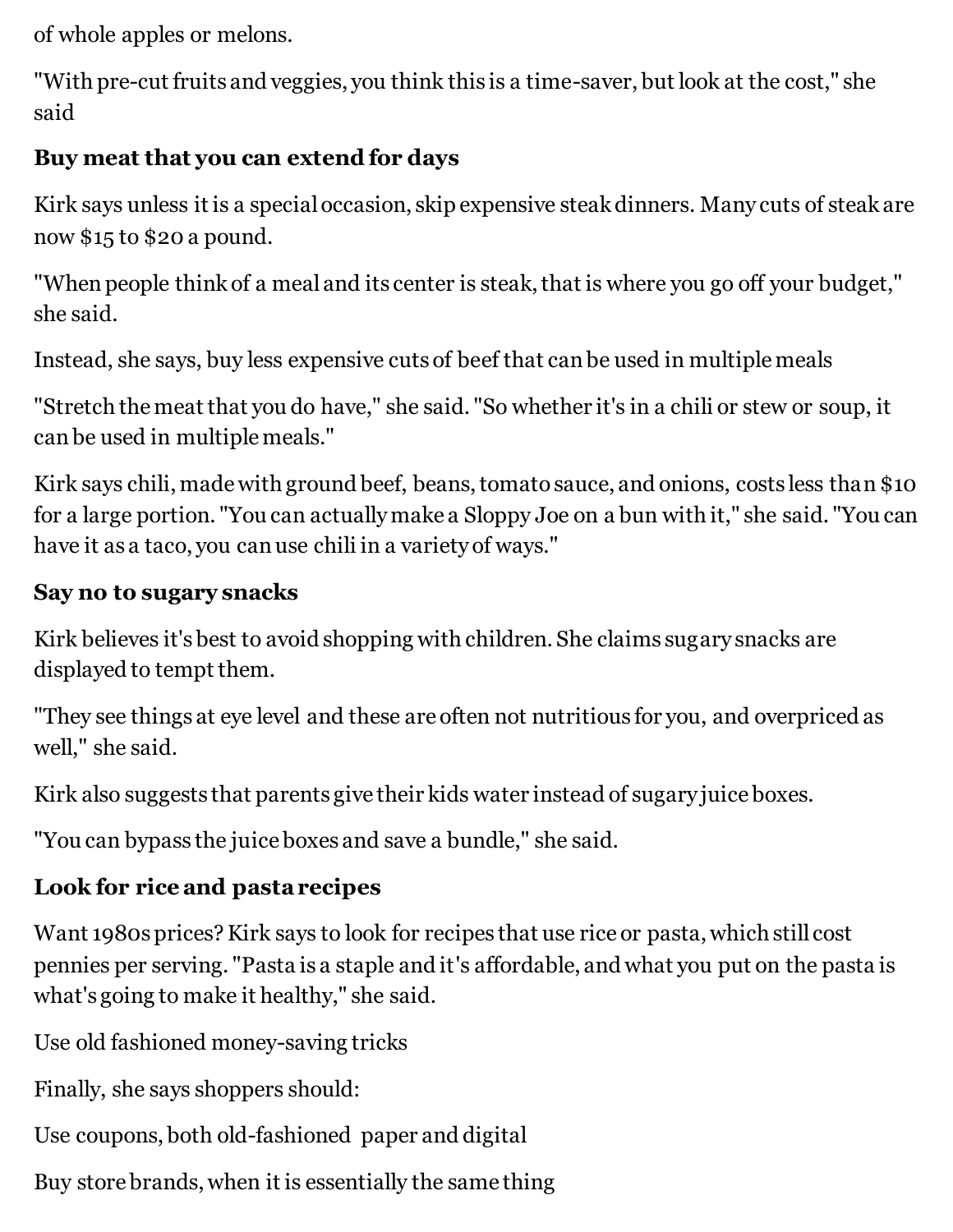of whole apples or melons.

"With pre-cut fruits and veggies, you think this is a time-saver, but look at the cost," she said

**Buy meat that you can extend for days**

Kirk says unless it is a special occasion, skip expensive steak dinners. Many cuts of steak are now $15 to $20 a pound.

"When people think of a meal and its center is steak, that is where you go off your budget," she said.

Instead, she says, buy less expensive cuts of beef that can be used in multiple meals

"Stretch the meat that you do have," she said. "So whether it's in a chili or stew or soup, it can be used in multiple meals."

Kirk says chili, made with ground beef, beans, tomato sauce, and onions, costs less than $10 for a large portion. "You can actually make a Sloppy Joe on a bun with it," she said. "You can have it as a taco, you can use chili in a variety of ways."

**Say no to sugary snacks**

Kirk believes it's best to avoid shopping with children. She claims sugary snacks are displayed to tempt them.

"They see things at eye level and these are often not nutritious for you, and overpriced as well," she said.

Kirk also suggests that parents give their kids water instead of sugary juice boxes.

"You can bypass the juice boxes and save a bundle," she said.

**Look for rice and pasta recipes**

Want 1980s prices? Kirk says to look for recipes that use rice or pasta, which still cost pennies per serving. "Pasta is a staple and it's affordable, and what you put on the pasta is what's going to make it healthy," she said.

Use old fashioned money-saving tricks

Finally, she says shoppers should:

Use coupons, both old-fashioned paper and digital

Buy store brands, when it is essentially the same thing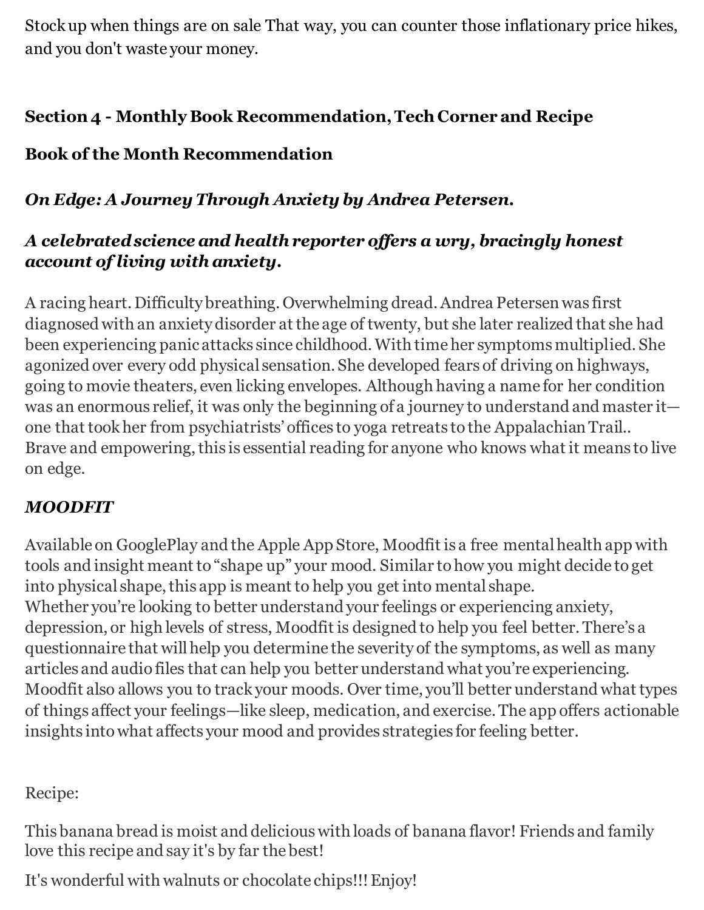Stock up when things are on sale That way, you can counter those inflationary price hikes, and you don't waste your money.

## Section 4 - Monthly Book Recommendation, Tech Corner and Recipe

### Book of the Month Recommendation

### *On Edge: A Journey Through Anxiety by Andrea Petersen.*

### *A celebrated science and health reporter offers a wry, bracingly honest account of living with anxiety.*

A racing heart. Difficulty breathing. Overwhelming dread. Andrea Petersen was first diagnosed with an anxiety disorder at the age of twenty, but she later realized that she had been experiencing panic attacks since childhood. With time her symptoms multiplied. She agonized over every odd physical sensation. She developed fears of driving on highways, going to movie theaters, even licking envelopes. Although having a name for her condition was an enormous relief, it was only the beginning of a journey to understand and master it—one that took her from psychiatrists' offices to yoga retreats to the Appalachian Trail.. Brave and empowering, this is essential reading for anyone who knows what it means to live on edge.

### *MOODFIT*

Available on GooglePlay and the Apple App Store, Moodfit is a free mental health app with tools and insight meant to "shape up" your mood. Similar to how you might decide to get into physical shape, this app is meant to help you get into mental shape.
Whether you're looking to better understand your feelings or experiencing anxiety, depression, or high levels of stress, Moodfit is designed to help you feel better. There's a questionnaire that will help you determine the severity of the symptoms, as well as many articles and audio files that can help you better understand what you're experiencing. Moodfit also allows you to track your moods. Over time, you'll better understand what types of things affect your feelings—like sleep, medication, and exercise. The app offers actionable insights into what affects your mood and provides strategies for feeling better.

Recipe:

This banana bread is moist and delicious with loads of banana flavor! Friends and family love this recipe and say it's by far the best!

It's wonderful with walnuts or chocolate chips!!! Enjoy!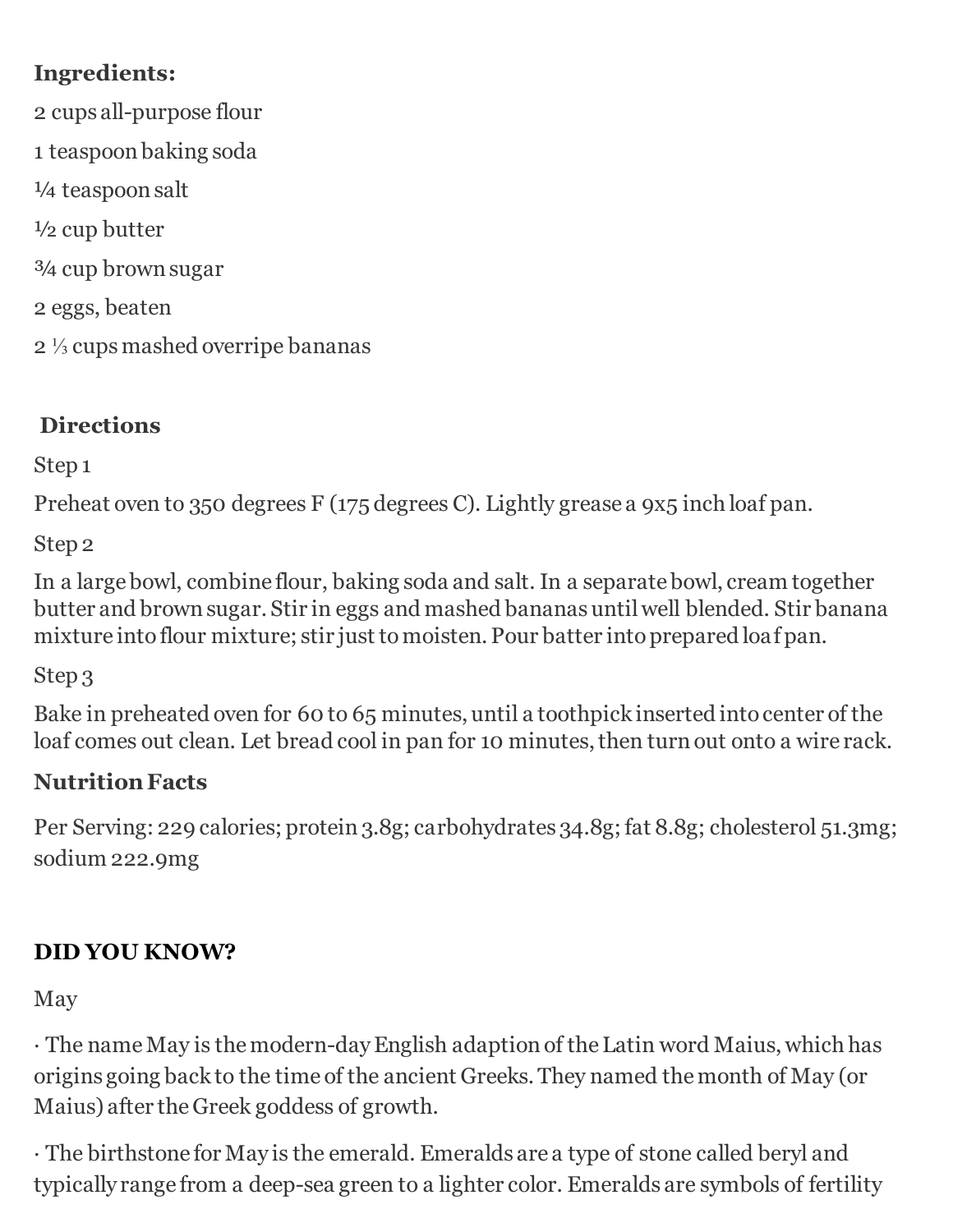**Ingredients:**

2 cups all-purpose flour

1 teaspoon baking soda

¼ teaspoon salt

½ cup butter

¾ cup brown sugar

2 eggs, beaten

2 ⅓ cups mashed overripe bananas

**Directions**

Step 1

Preheat oven to 350 degrees F (175 degrees C). Lightly grease a 9x5 inch loaf pan.

Step 2

In a large bowl, combine flour, baking soda and salt. In a separate bowl, cream together butter and brown sugar. Stir in eggs and mashed bananas until well blended. Stir banana mixture into flour mixture; stir just to moisten. Pour batter into prepared loaf pan.

Step 3

Bake in preheated oven for 60 to 65 minutes, until a toothpick inserted into center of the loaf comes out clean. Let bread cool in pan for 10 minutes, then turn out onto a wire rack.

**Nutrition Facts**

Per Serving: 229 calories; protein 3.8g; carbohydrates 34.8g; fat 8.8g; cholesterol 51.3mg; sodium 222.9mg

**DID YOU KNOW?**

May

· The name May is the modern-day English adaption of the Latin word Maius, which has origins going back to the time of the ancient Greeks. They named the month of May (or Maius) after the Greek goddess of growth.

· The birthstone for May is the emerald. Emeralds are a type of stone called beryl and typically range from a deep-sea green to a lighter color. Emeralds are symbols of fertility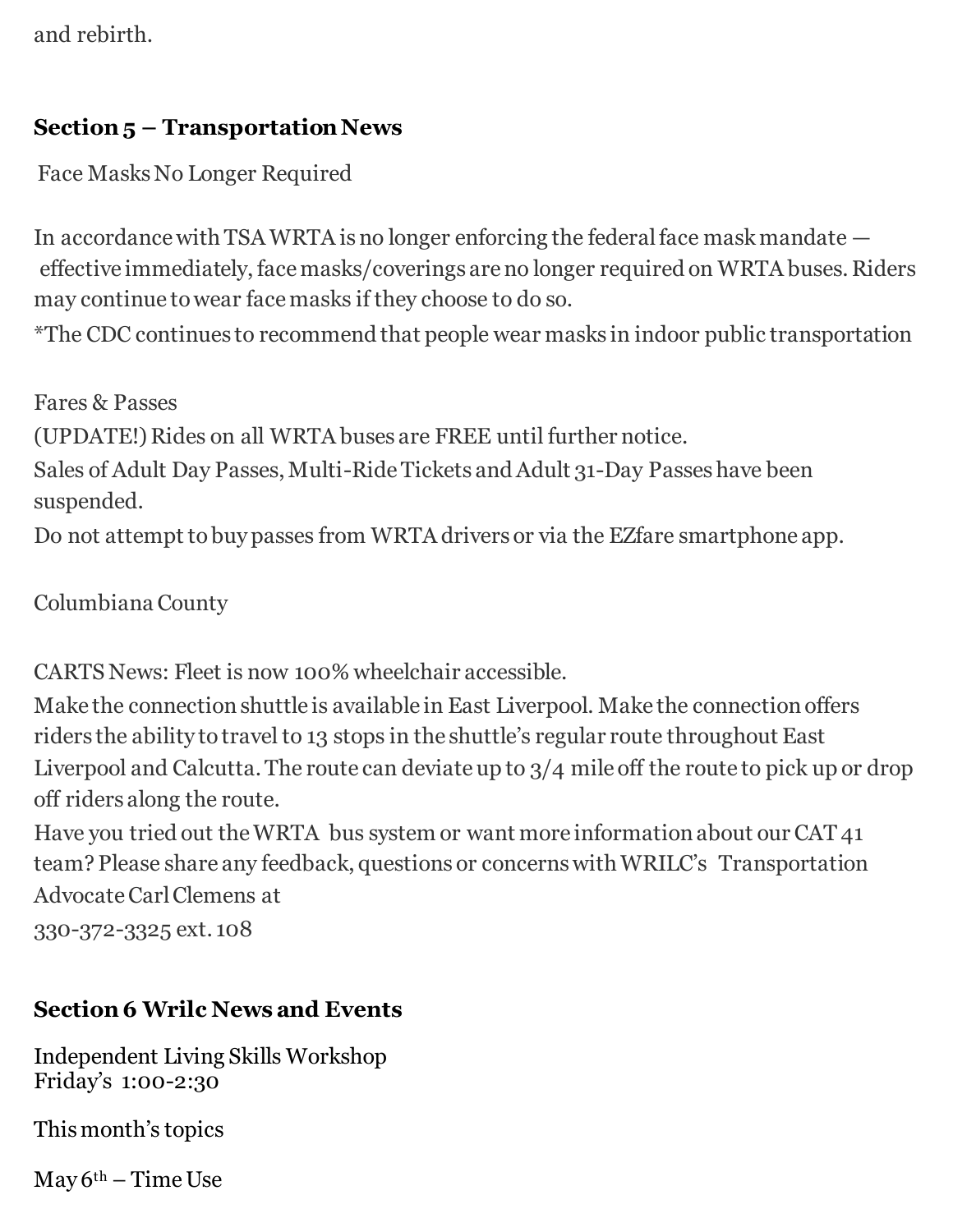and rebirth.

## Section 5 – Transportation News

Face Masks No Longer Required

In accordance with TSA WRTA is no longer enforcing the federal face mask mandate — effective immediately, face masks/coverings are no longer required on WRTA buses. Riders may continue to wear face masks if they choose to do so.

*The CDC continues to recommend that people wear masks in indoor public transportation

Fares & Passes

(UPDATE!) Rides on all WRTA buses are FREE until further notice.

Sales of Adult Day Passes, Multi-Ride Tickets and Adult 31-Day Passes have been suspended.

Do not attempt to buy passes from WRTA drivers or via the EZfare smartphone app.

Columbiana County

CARTS News: Fleet is now 100% wheelchair accessible.

Make the connection shuttle is available in East Liverpool. Make the connection offers riders the ability to travel to 13 stops in the shuttle's regular route throughout East Liverpool and Calcutta. The route can deviate up to 3/4 mile off the route to pick up or drop off riders along the route.

Have you tried out the WRTA bus system or want more information about our CAT 41 team? Please share any feedback, questions or concerns with WRILC's Transportation Advocate Carl Clemens at

330-372-3325 ext. 108

## Section 6 Wrilc News and Events

Independent Living Skills Workshop
Friday's 1:00-2:30

This month's topics

May 6th – Time Use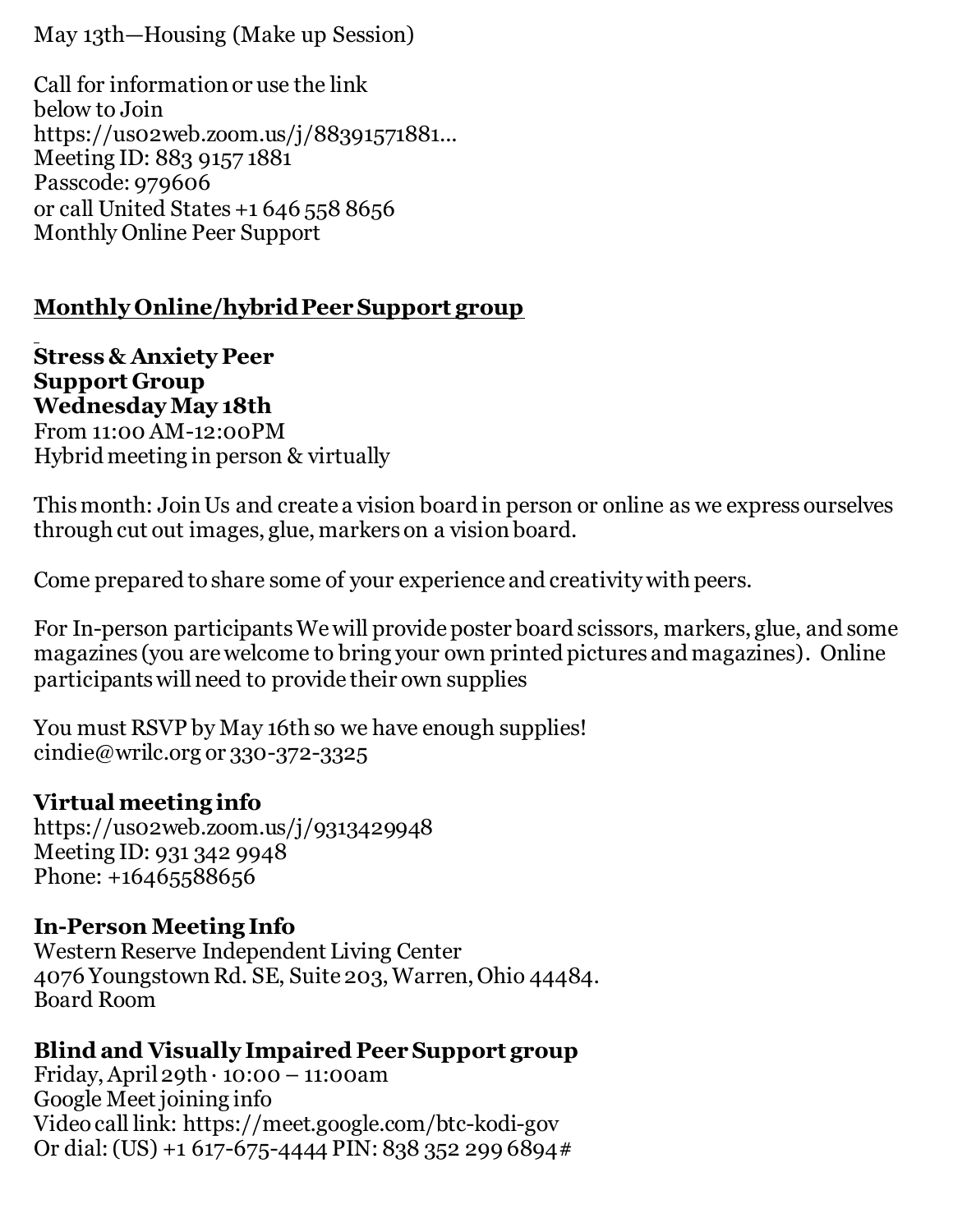May 13th—Housing (Make up Session)

Call for information or use the link below to Join
https://us02web.zoom.us/j/88391571881...
Meeting ID: 883 9157 1881
Passcode: 979606
or call United States +1 646 558 8656
Monthly Online Peer Support

## Monthly Online/hybrid Peer Support group

**Stress & Anxiety Peer Support Group**
**Wednesday May 18th**
From 11:00 AM-12:00PM
Hybrid meeting in person & virtually

This month: Join Us and create a vision board in person or online as we express ourselves through cut out images, glue, markers on a vision board.

Come prepared to share some of your experience and creativity with peers.

For In-person participants We will provide poster board scissors, markers, glue, and some magazines (you are welcome to bring your own printed pictures and magazines). Online participants will need to provide their own supplies

You must RSVP by May 16th so we have enough supplies!
cindie@wrilc.org or 330-372-3325

### Virtual meeting info

https://us02web.zoom.us/j/9313429948
Meeting ID: 931 342 9948
Phone: +16465588656

### In-Person Meeting Info

Western Reserve Independent Living Center
4076 Youngstown Rd. SE, Suite 203, Warren, Ohio 44484.
Board Room

### Blind and Visually Impaired Peer Support group

Friday, April 29th · 10:00 – 11:00am
Google Meet joining info
Video call link: https://meet.google.com/btc-kodi-gov
Or dial: (US) +1 617-675-4444 PIN: 838 352 299 6894#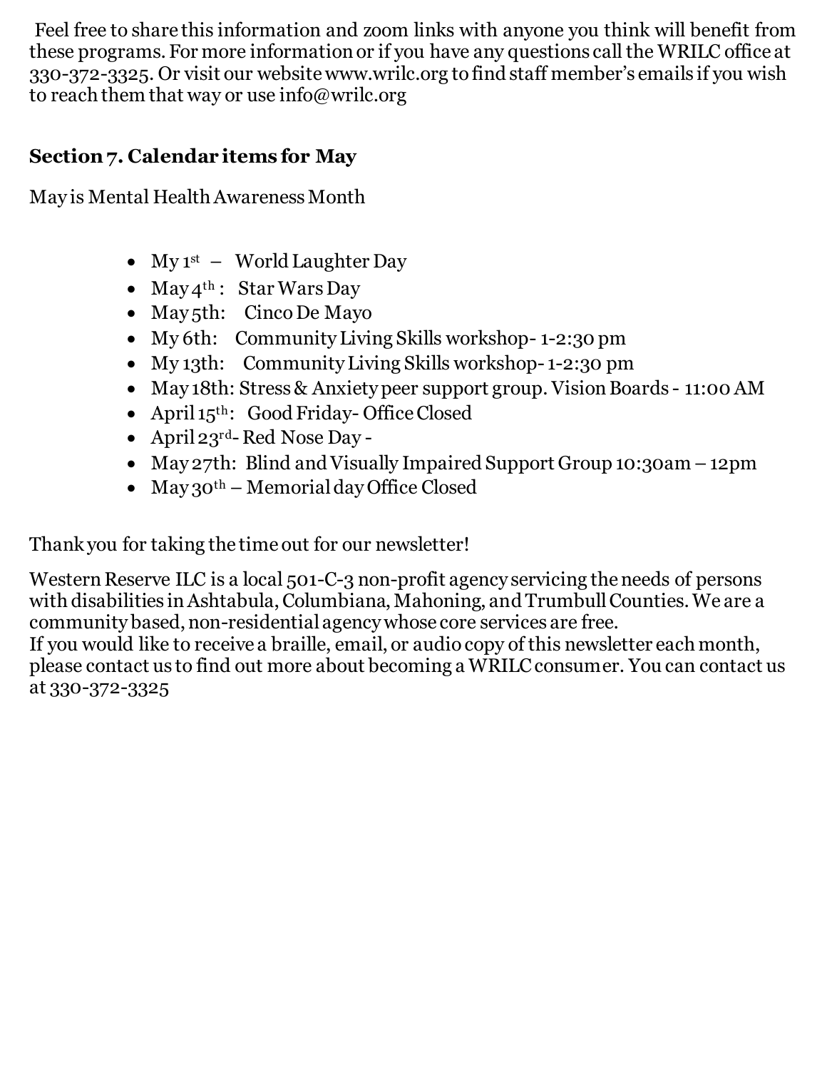Feel free to share this information and zoom links with anyone you think will benefit from these programs. For more information or if you have any questions call the WRILC office at 330-372-3325. Or visit our website www.wrilc.org to find staff member's emails if you wish to reach them that way or use info@wrilc.org

### Section 7. Calendar items for May

May is Mental Health Awareness Month

- My 1st – World Laughter Day
- May 4th : Star Wars Day
- May 5th: Cinco De Mayo
- My 6th: Community Living Skills workshop- 1-2:30 pm
- My 13th: Community Living Skills workshop- 1-2:30 pm
- May 18th: Stress & Anxiety peer support group. Vision Boards - 11:00 AM
- April 15th: Good Friday- Office Closed
- April 23rd- Red Nose Day -
- May 27th: Blind and Visually Impaired Support Group 10:30am – 12pm
- May 30th – Memorial day Office Closed

Thank you for taking the time out for our newsletter!

Western Reserve ILC is a local 501-C-3 non-profit agency servicing the needs of persons with disabilities in Ashtabula, Columbiana, Mahoning, and Trumbull Counties. We are a community based, non-residential agency whose core services are free.
If you would like to receive a braille, email, or audio copy of this newsletter each month, please contact us to find out more about becoming a WRILC consumer. You can contact us at 330-372-3325